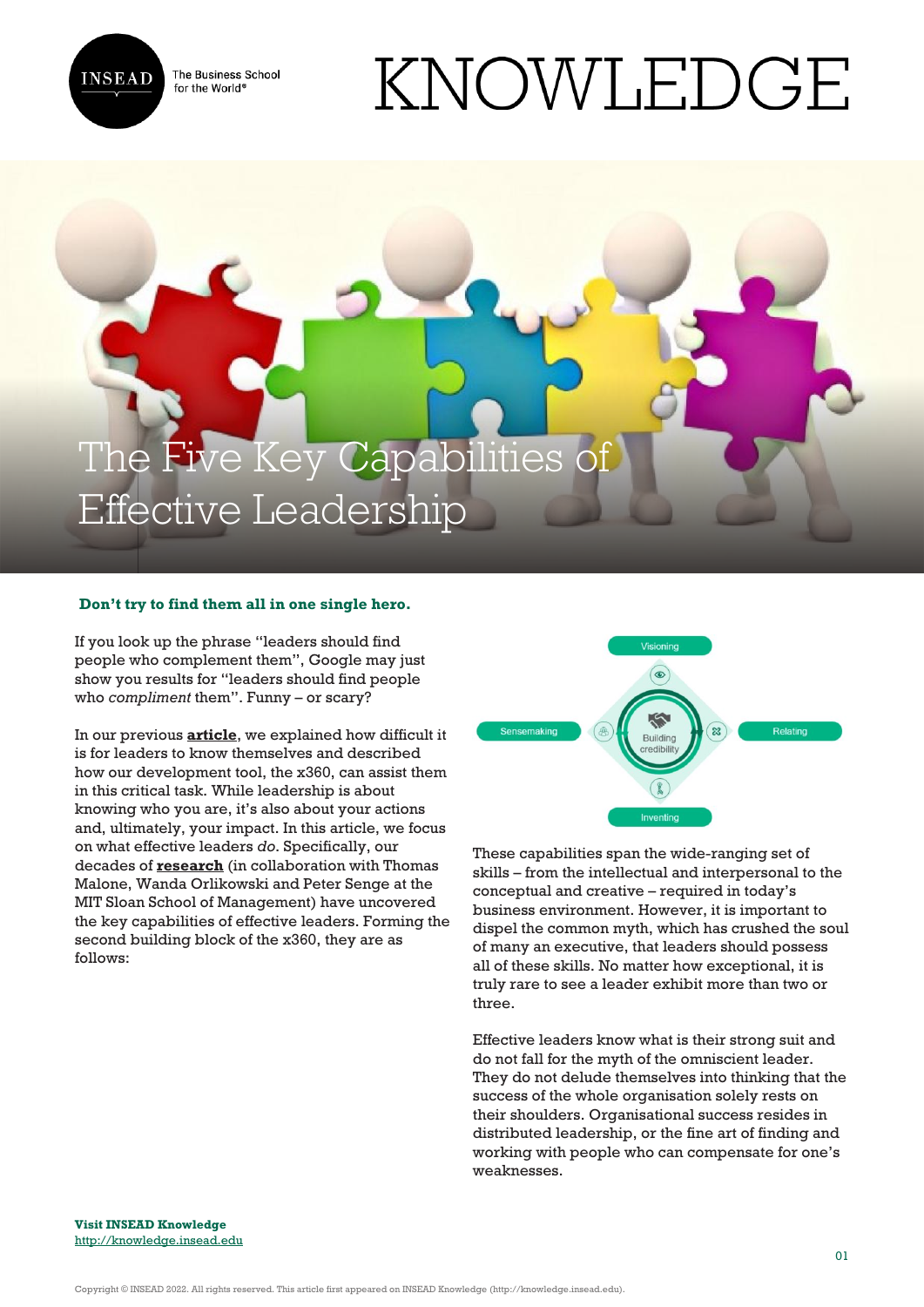# The Five Key Capabilities of Effective Leadership

**Don't try to find them all in one single hero.**

If you look up the phrase "leaders should find people who complement them", Google may just show you results for "leaders should find people who *compliment* them". Funny – or scary?

In our previous **article**, we explained how difficult it is for leaders to know themselves and described how our development tool, the x360, can assist them in this critical task. While leadership is about knowing who you are, it's also about your actions and, ultimately, your impact. In this article, we focus on what effective leaders *do*. Specifically, our decades of **research** (in collaboration with Thomas Malone, Wanda Orlikowski and Peter Senge at the MIT Sloan School of Management) have uncovered the key capabilities of effective leaders. Forming the second building block of the x360, they are as follows:

Visioning

Sensemaking — Building credibility — Relating

Inventing

These capabilities span the wide-ranging set of skills – from the intellectual and interpersonal to the conceptual and creative – required in today's business environment. However, it is important to dispel the common myth, which has crushed the soul of many an executive, that leaders should possess all of these skills. No matter how exceptional, it is truly rare to see a leader exhibit more than two or three.

Effective leaders know what is their strong suit and do not fall for the myth of the omniscient leader. They do not delude themselves into thinking that the success of the whole organisation solely rests on their shoulders. Organisational success resides in distributed leadership, or the fine art of finding and working with people who can compensate for one's weaknesses.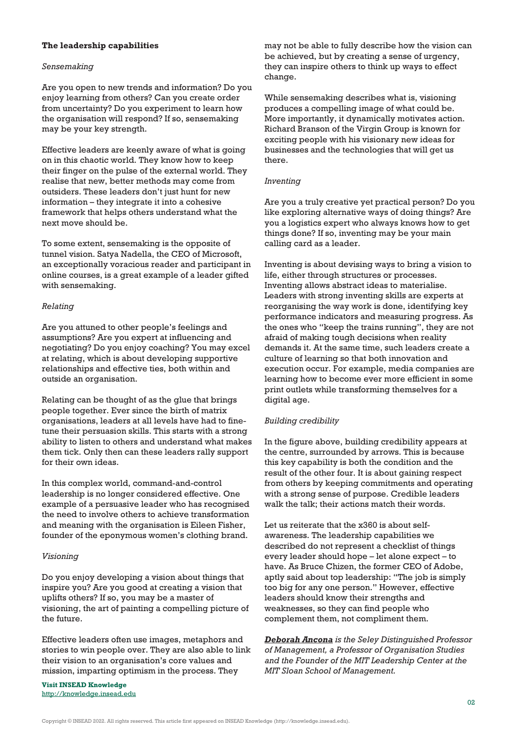**The leadership capabilities**

*Sensemaking*

Are you open to new trends and information? Do you enjoy learning from others? Can you create order from uncertainty? Do you experiment to learn how the organisation will respond? If so, sensemaking may be your key strength.

Effective leaders are keenly aware of what is going on in this chaotic world. They know how to keep their finger on the pulse of the external world. They realise that new, better methods may come from outsiders. These leaders don't just hunt for new information – they integrate it into a cohesive framework that helps others understand what the next move should be.

To some extent, sensemaking is the opposite of tunnel vision. Satya Nadella, the CEO of Microsoft, an exceptionally voracious reader and participant in online courses, is a great example of a leader gifted with sensemaking.

*Relating*

Are you attuned to other people's feelings and assumptions? Are you expert at influencing and negotiating? Do you enjoy coaching? You may excel at relating, which is about developing supportive relationships and effective ties, both within and outside an organisation.

Relating can be thought of as the glue that brings people together. Ever since the birth of matrix organisations, leaders at all levels have had to fine-tune their persuasion skills. This starts with a strong ability to listen to others and understand what makes them tick. Only then can these leaders rally support for their own ideas.

In this complex world, command-and-control leadership is no longer considered effective. One example of a persuasive leader who has recognised the need to involve others to achieve transformation and meaning with the organisation is Eileen Fisher, founder of the eponymous women's clothing brand.

*Visioning*

Do you enjoy developing a vision about things that inspire you? Are you good at creating a vision that uplifts others? If so, you may be a master of visioning, the art of painting a compelling picture of the future.

Effective leaders often use images, metaphors and stories to win people over. They are also able to link their vision to an organisation's core values and mission, imparting optimism in the process. They may not be able to fully describe how the vision can be achieved, but by creating a sense of urgency, they can inspire others to think up ways to effect change.

While sensemaking describes what is, visioning produces a compelling image of what could be. More importantly, it dynamically motivates action. Richard Branson of the Virgin Group is known for exciting people with his visionary new ideas for businesses and the technologies that will get us there.

*Inventing*

Are you a truly creative yet practical person? Do you like exploring alternative ways of doing things? Are you a logistics expert who always knows how to get things done? If so, inventing may be your main calling card as a leader.

Inventing is about devising ways to bring a vision to life, either through structures or processes. Inventing allows abstract ideas to materialise. Leaders with strong inventing skills are experts at reorganising the way work is done, identifying key performance indicators and measuring progress. As the ones who "keep the trains running", they are not afraid of making tough decisions when reality demands it. At the same time, such leaders create a culture of learning so that both innovation and execution occur. For example, media companies are learning how to become ever more efficient in some print outlets while transforming themselves for a digital age.

*Building credibility*

In the figure above, building credibility appears at the centre, surrounded by arrows. This is because this key capability is both the condition and the result of the other four. It is about gaining respect from others by keeping commitments and operating with a strong sense of purpose. Credible leaders walk the talk; their actions match their words.

Let us reiterate that the x360 is about self-awareness. The leadership capabilities we described do not represent a checklist of things every leader should hope – let alone expect – to have. As Bruce Chizen, the former CEO of Adobe, aptly said about top leadership: "The job is simply too big for any one person." However, effective leaders should know their strengths and weaknesses, so they can find people who complement them, not compliment them.

***Deborah Ancona*** *is the Seley Distinguished Professor of Management, a Professor of Organisation Studies and the Founder of the MIT Leadership Center at the MIT Sloan School of Management.*

**Visit INSEAD Knowledge**
http://knowledge.insead.edu

Copyright © INSEAD 2022. All rights reserved. This article first appeared on INSEAD Knowledge (http://knowledge.insead.edu).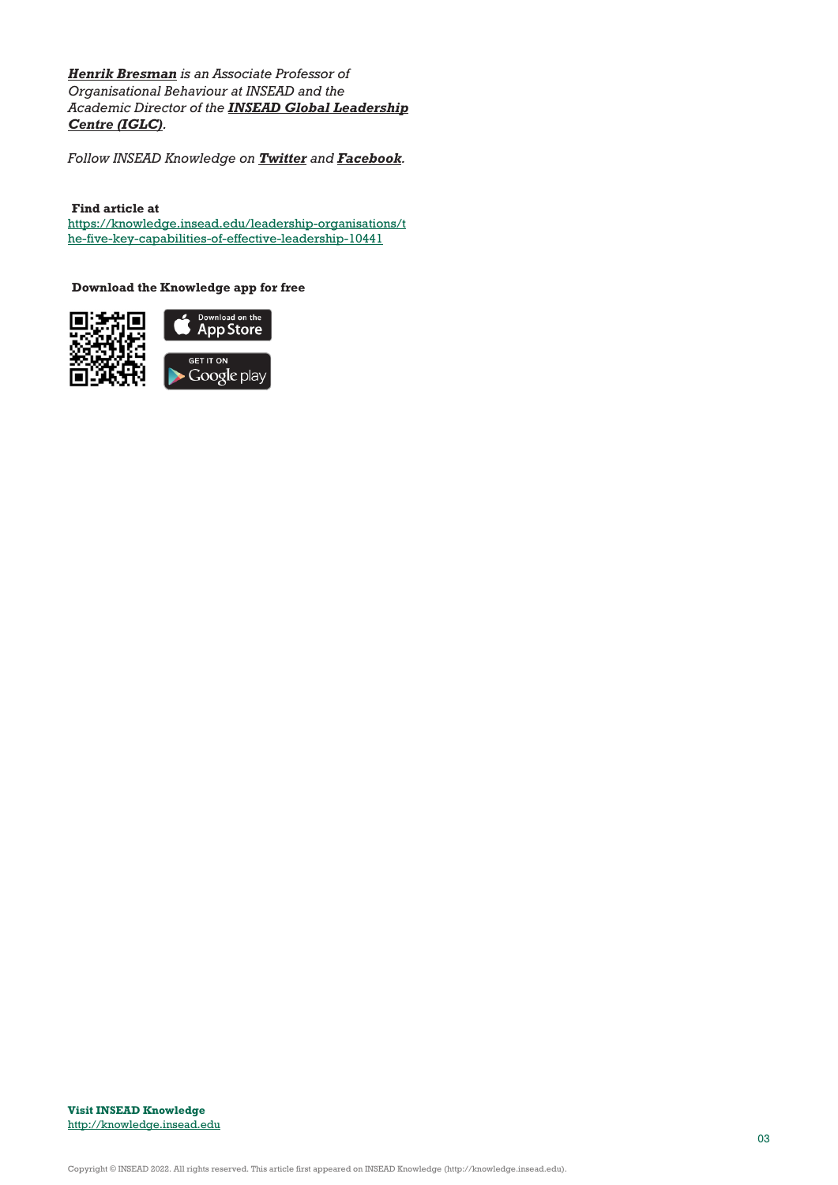***Henrik Bresman*** *is an Associate Professor of Organisational Behaviour at INSEAD and the Academic Director of the* ***INSEAD Global Leadership Centre (IGLC)****.*

*Follow INSEAD Knowledge on* ***Twitter*** *and* ***Facebook****.*

**Find article at**
https://knowledge.insead.edu/leadership-organisations/the-five-key-capabilities-of-effective-leadership-10441

**Download the Knowledge app for free**

**Visit INSEAD Knowledge**
http://knowledge.insead.edu

Copyright © INSEAD 2022. All rights reserved. This article first appeared on INSEAD Knowledge (http://knowledge.insead.edu).